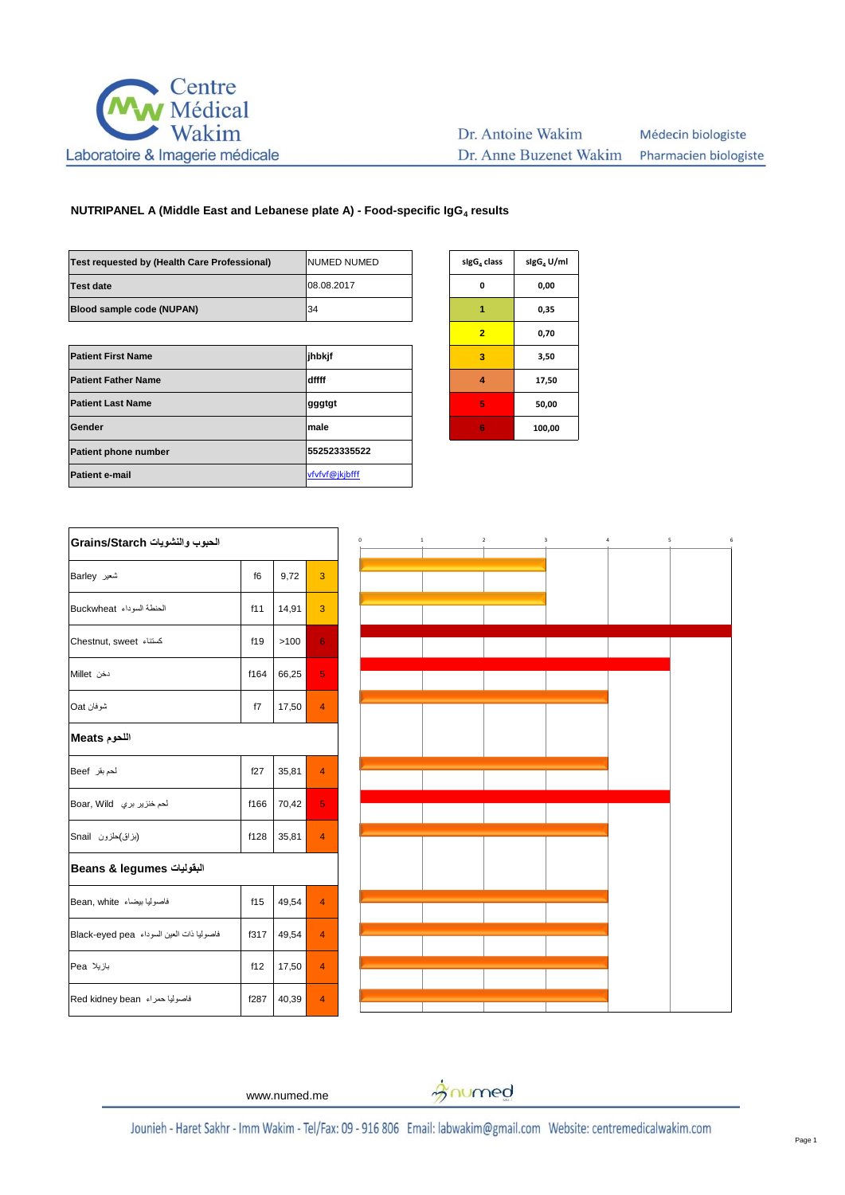Centre Médical Wakim
Laboratoire & Imagerie médicale

Dr. Antoine Wakim — Médecin biologiste
Dr. Anne Buzenet Wakim — Pharmacien biologiste

### NUTRIPANEL A (Middle East and Lebanese plate A) - Food-specific $IgG_4$ results

| | |
|---|---|
| **Test requested by (Health Care Professional)** | NUMED NUMED |
| **Test date** | 08.08.2017 |
| **Blood sample code (NUPAN)** | 34 |

| | |
|---|---|
| **Patient First Name** | jhbkjf |
| **Patient Father Name** | dffff |
| **Patient Last Name** | gggtgt |
| **Gender** | male |
| **Patient phone number** | 552523335522 |
| **Patient e-mail** | vfvfvf@jkjbfff |

| $sIgG_4$ class | $sIgG_4$ U/ml |
|---|---|
| 0 | 0,00 |
| 1 | 0,35 |
| 2 | 0,70 |
| 3 | 3,50 |
| 4 | 17,50 |
| 5 | 50,00 |
| 6 | 100,00 |

| Grains/Starch الحبوب والنشويات | | | |
|---|---|---|---|
| Barley شعير | f6 | 9,72 | 3 |
| Buckwheat الحنطة السوداء | f11 | 14,91 | 3 |
| Chestnut, sweet كستناء | f19 | >100 | 6 |
| Millet دخن | f164 | 66,25 | 5 |
| Oat شوفان | f7 | 17,50 | 4 |
| **Meats اللحوم** | | | |
| Beef لحم بقر | f27 | 35,81 | 4 |
| Boar, Wild لحم خنزير بري | f166 | 70,42 | 5 |
| Snail (بزاق)حلزون | f128 | 35,81 | 4 |
| **Beans & legumes البقوليات** | | | |
| Bean, white فاصوليا بيضاء | f15 | 49,54 | 4 |
| Black-eyed pea فاصوليا ذات العين السوداء | f317 | 49,54 | 4 |
| Pea بازيلا | f12 | 17,50 | 4 |
| Red kidney bean فاصوليا حمراء | f287 | 40,39 | 4 |

www.numed.me

Jounieh - Haret Sakhr - Imm Wakim - Tel/Fax: 09 - 916 806 Email: labwakim@gmail.com Website: centremedicalwakim.com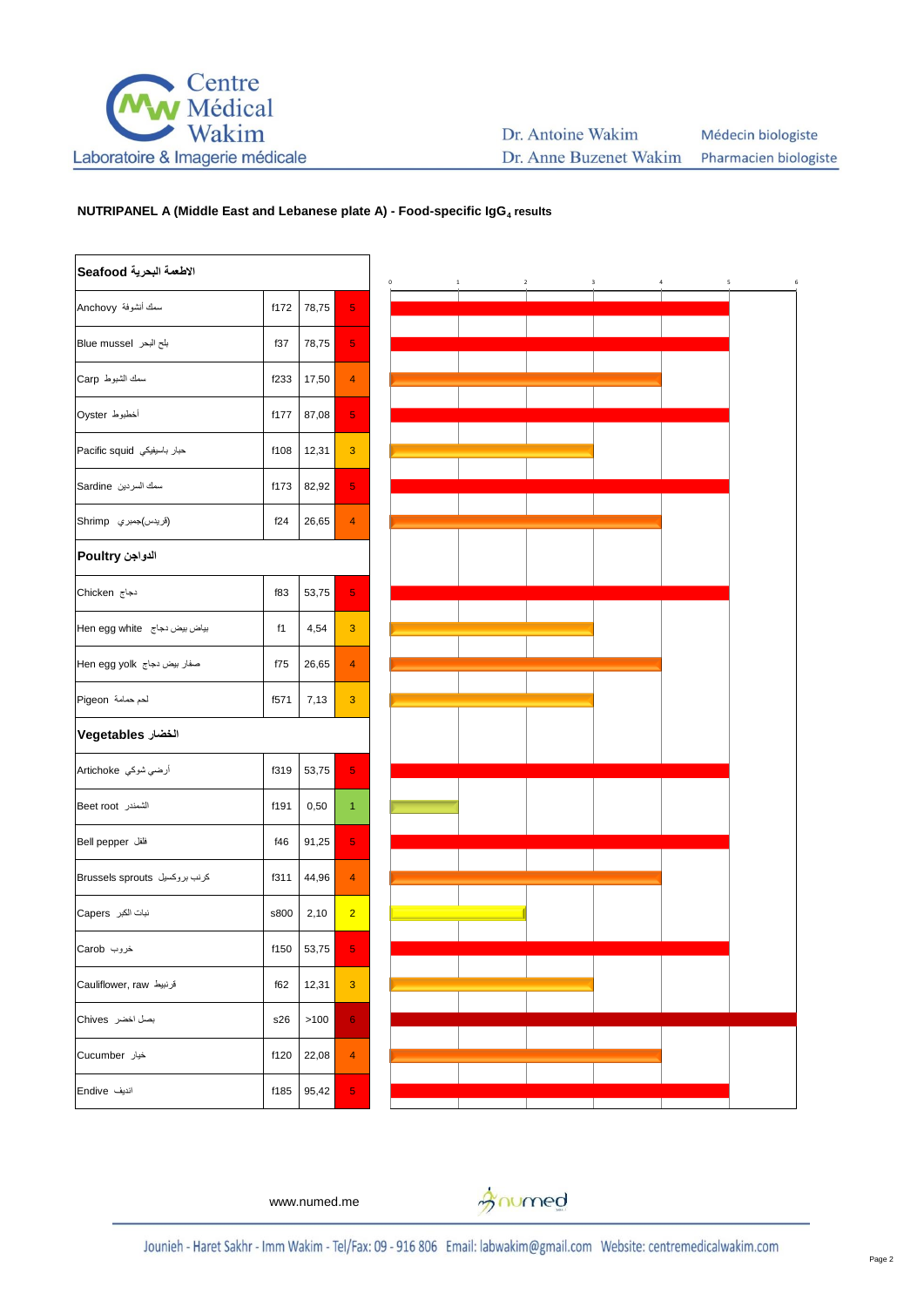**NUTRIPANEL A (Middle East and Lebanese plate A) - Food-specific $IgG_4$ results**

| Seafood الاطعمة البحرية | | | |
|---|---|---|---|
| Anchovy سمك أنشوفة | f172 | 78,75 | 5 |
| Blue mussel بلح البحر | f37 | 78,75 | 5 |
| Carp سمك الشبوط | f233 | 17,50 | 4 |
| Oyster أخطبوط | f177 | 87,08 | 5 |
| Pacific squid حبار باسيفيكي | f108 | 12,31 | 3 |
| Sardine سمك السردين | f173 | 82,92 | 5 |
| Shrimp (قريدس)جمبري | f24 | 26,65 | 4 |
| **Poultry الدواجن** | | | |
| Chicken دجاج | f83 | 53,75 | 5 |
| Hen egg white بياض بيض دجاج | f1 | 4,54 | 3 |
| Hen egg yolk صفار بيض دجاج | f75 | 26,65 | 4 |
| Pigeon لحم حمامة | f571 | 7,13 | 3 |
| **Vegetables الخضار** | | | |
| Artichoke أرضي شوكي | f319 | 53,75 | 5 |
| Beet root الشمندر | f191 | 0,50 | 1 |
| Bell pepper فلفل | f46 | 91,25 | 5 |
| Brussels sprouts كرنب بروكسيل | f311 | 44,96 | 4 |
| Capers نبات الكبر | s800 | 2,10 | 2 |
| Carob خروب | f150 | 53,75 | 5 |
| Cauliflower, raw قرنبيط | f62 | 12,31 | 3 |
| Chives بصل اخضر | s26 | >100 | 6 |
| Cucumber خيار | f120 | 22,08 | 4 |
| Endive انديف | f185 | 95,42 | 5 |

www.numed.me

Jounieh - Haret Sakhr - Imm Wakim - Tel/Fax: 09 - 916 806 Email: labwakim@gmail.com Website: centremedicalwakim.com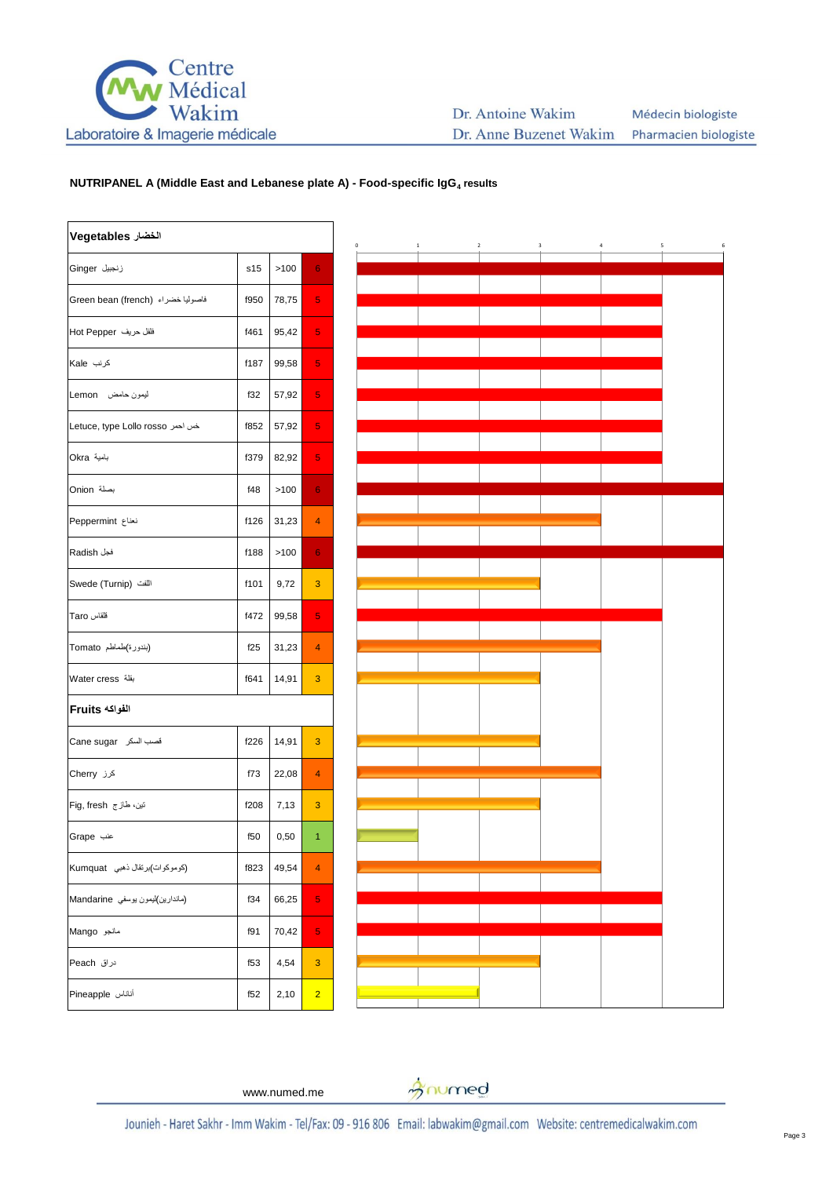### NUTRIPANEL A (Middle East and Lebanese plate A) - Food-specific $IgG_4$ results

| Vegetables الخضار | | | |
|---|---|---|---|
| Ginger زنجبيل | s15 | >100 | 6 |
| Green bean (french) فاصوليا خضراء | f950 | 78,75 | 5 |
| Hot Pepper فلفل حريف | f461 | 95,42 | 5 |
| Kale كرنب | f187 | 99,58 | 5 |
| Lemon ليمون حامض | f32 | 57,92 | 5 |
| Letuce, type Lollo rosso خس احمر | f852 | 57,92 | 5 |
| Okra بامية | f379 | 82,92 | 5 |
| Onion بصلة | f48 | >100 | 6 |
| Peppermint نعناع | f126 | 31,23 | 4 |
| Radish فجل | f188 | >100 | 6 |
| Swede (Turnip) اللفت | f101 | 9,72 | 3 |
| Taro قلقاس | f472 | 99,58 | 5 |
| Tomato (بندورة)طماطم | f25 | 31,23 | 4 |
| Water cress بقلة | f641 | 14,91 | 3 |
| **Fruits الفواكه** | | | |
| Cane sugar قصب السكر | f226 | 14,91 | 3 |
| Cherry كرز | f73 | 22,08 | 4 |
| Fig, fresh تين، طازج | f208 | 7,13 | 3 |
| Grape عنب | f50 | 0,50 | 1 |
| Kumquat (كوموكوات)برتقال ذهبي | f823 | 49,54 | 4 |
| Mandarine (ماندارين)ليمون يوسفي | f34 | 66,25 | 5 |
| Mango مانجو | f91 | 70,42 | 5 |
| Peach دراق | f53 | 4,54 | 3 |
| Pineapple أناناس | f52 | 2,10 | 2 |

www.numed.me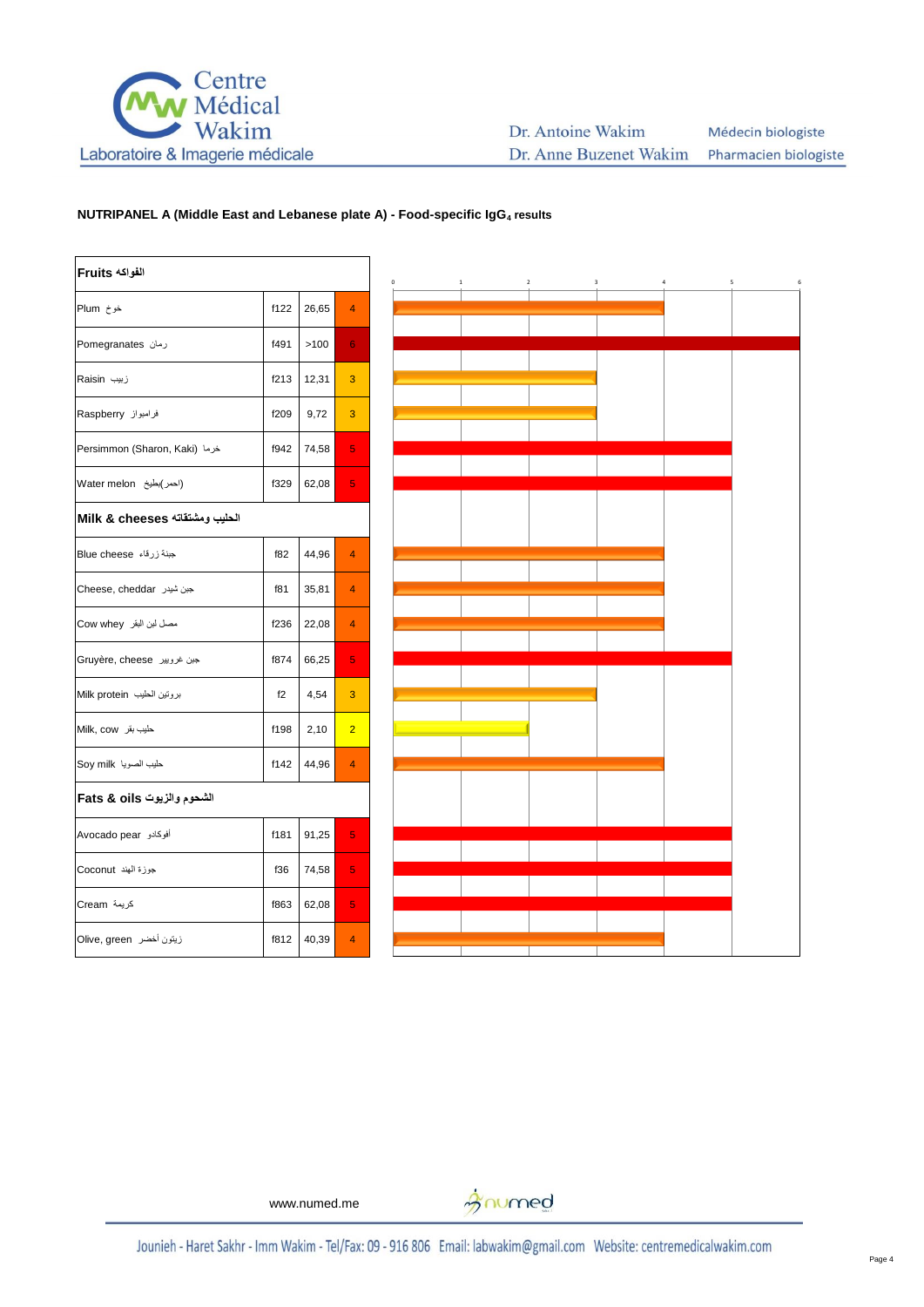Centre Médical Wakim
Laboratoire & Imagerie médicale

Dr. Antoine Wakim — Médecin biologiste
Dr. Anne Buzenet Wakim — Pharmacien biologiste

**NUTRIPANEL A (Middle East and Lebanese plate A) - Food-specific $IgG_4$ results**

| Fruits الفواكه | | | |
|---|---|---|---|
| Plum خوخ | f122 | 26,65 | 4 |
| Pomegranates رمان | f491 | >100 | 6 |
| Raisin زبيب | f213 | 12,31 | 3 |
| Raspberry فراسيواز | f209 | 9,72 | 3 |
| Persimmon (Sharon, Kaki) خرما | f942 | 74,58 | 5 |
| Water melon (احمر)بطيخ | f329 | 62,08 | 5 |
| **Milk & cheeses الحليب ومشتقاته** | | | |
| Blue cheese جبنة زرقاء | f82 | 44,96 | 4 |
| Cheese, cheddar جبن شيدر | f81 | 35,81 | 4 |
| Cow whey مصل لبن البقر | f236 | 22,08 | 4 |
| Gruyère, cheese جبن غروبير | f874 | 66,25 | 5 |
| Milk protein بروتين الحليب | f2 | 4,54 | 3 |
| Milk, cow حليب بقر | f198 | 2,10 | 2 |
| Soy milk حليب الصويا | f142 | 44,96 | 4 |
| **Fats & oils الشحوم والزيوت** | | | |
| Avocado pear أفوكادو | f181 | 91,25 | 5 |
| Coconut جوزة الهند | f36 | 74,58 | 5 |
| Cream كريمة | f863 | 62,08 | 5 |
| Olive, green زيتون أخضر | f812 | 40,39 | 4 |

www.numed.me

Jounieh - Haret Sakhr - Imm Wakim - Tel/Fax: 09 - 916 806 Email: labwakim@gmail.com Website: centremedicalwakim.com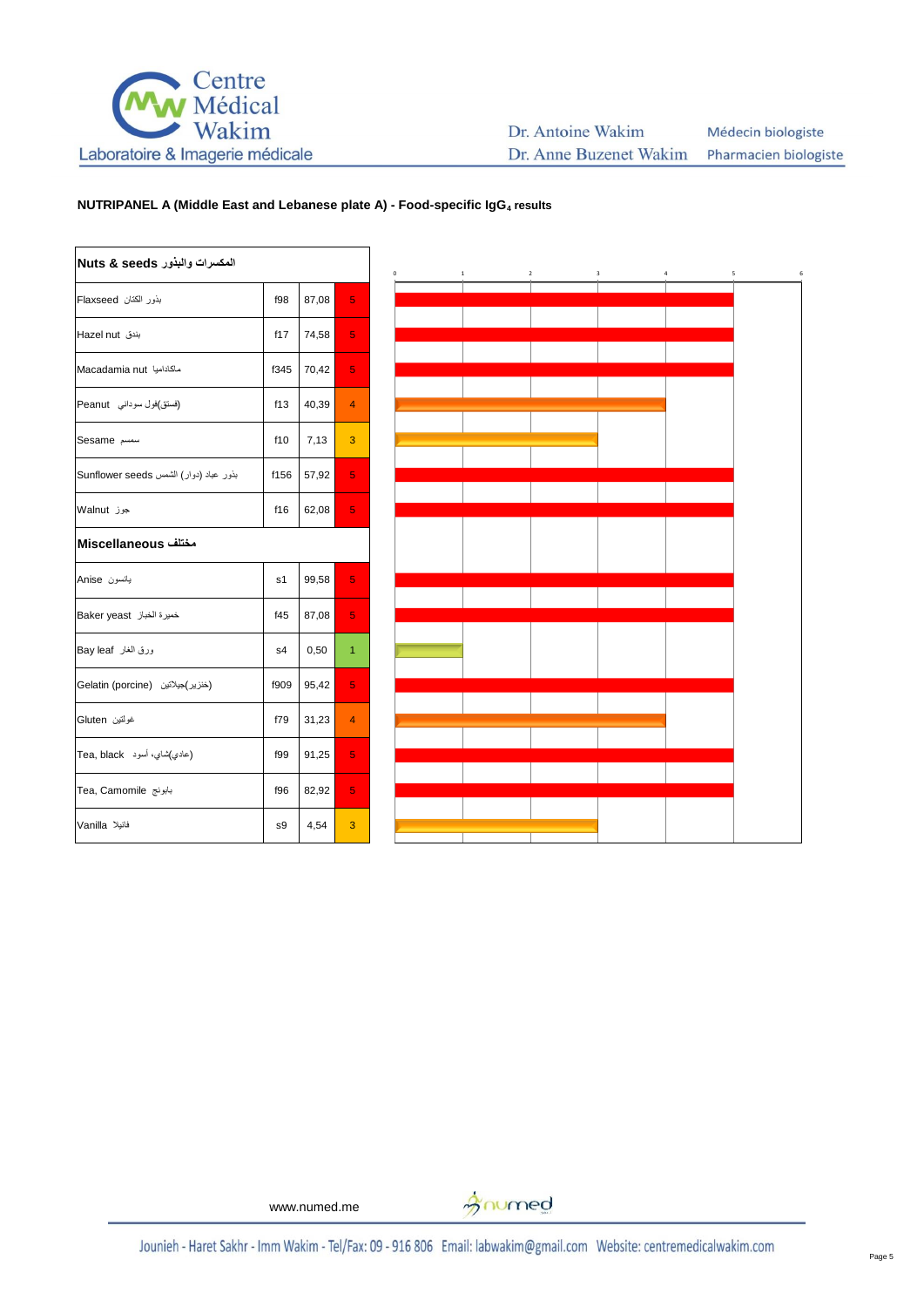**NUTRIPANEL A (Middle East and Lebanese plate A) - Food-specific $IgG_4$ results**

| | | | |
|---|---|---|---|
| **Nuts & seeds المكسرات والبذور** | | | |
| Flaxseed بذور الكتان | f98 | 87,08 | 5 |
| Hazel nut بندق | f17 | 74,58 | 5 |
| Macadamia nut ماكاداميا | f345 | 70,42 | 5 |
| Peanut (فستق)فول سوداني | f13 | 40,39 | 4 |
| Sesame سمسم | f10 | 7,13 | 3 |
| Sunflower seeds بذور عباد (دوار) الشمس | f156 | 57,92 | 5 |
| Walnut جوز | f16 | 62,08 | 5 |
| **Miscellaneous مختلف** | | | |
| Anise يانسون | s1 | 99,58 | 5 |
| Baker yeast خميرة الخباز | f45 | 87,08 | 5 |
| Bay leaf ورق الغار | s4 | 0,50 | 1 |
| Gelatin (porcine) (خنزير)جيلاتين | f909 | 95,42 | 5 |
| Gluten غولتين | f79 | 31,23 | 4 |
| Tea, black (عادي)شاي، أسود | f99 | 91,25 | 5 |
| Tea, Camomile بابونج | f96 | 82,92 | 5 |
| Vanilla فانيلا | s9 | 4,54 | 3 |

0 1 2 3 4 5 6

www.numed.me